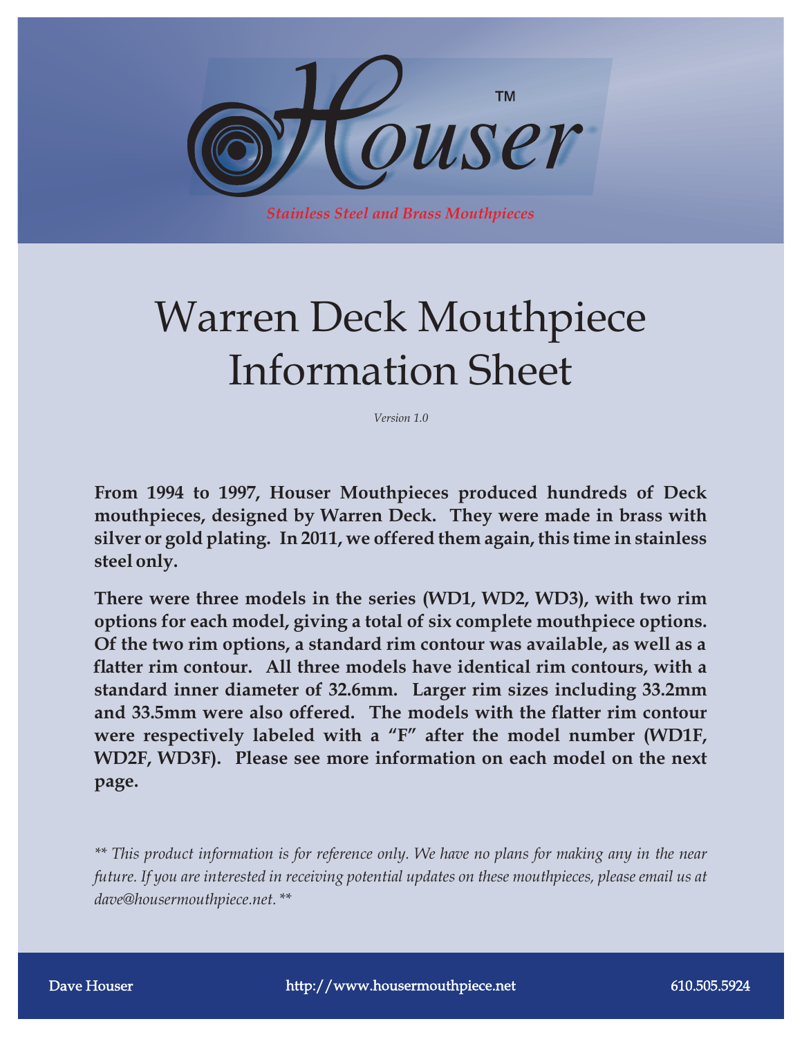Houser™

*Stainless Steel and Brass Mouthpieces*

# Warren Deck Mouthpiece Information Sheet

*Version 1.0*

**From 1994 to 1997, Houser Mouthpieces produced hundreds of Deck mouthpieces, designed by Warren Deck. They were made in brass with silver or gold plating. In 2011, we offered them again, this time in stainless steel only.**

**There were three models in the series (WD1, WD2, WD3), with two rim options for each model, giving a total of six complete mouthpiece options. Of the two rim options, a standard rim contour was available, as well as a flatter rim contour. All three models have identical rim contours, with a standard inner diameter of 32.6mm. Larger rim sizes including 33.2mm and 33.5mm were also offered. The models with the flatter rim contour were respectively labeled with a "F" after the model number (WD1F, WD2F, WD3F). Please see more information on each model on the next page.**

*** This product information is for reference only. We have no plans for making any in the near future. If you are interested in receiving potential updates on these mouthpieces, please email us at dave@housermouthpiece.net. ***

Dave Houser | http://www.housermouthpiece.net | 610.505.5924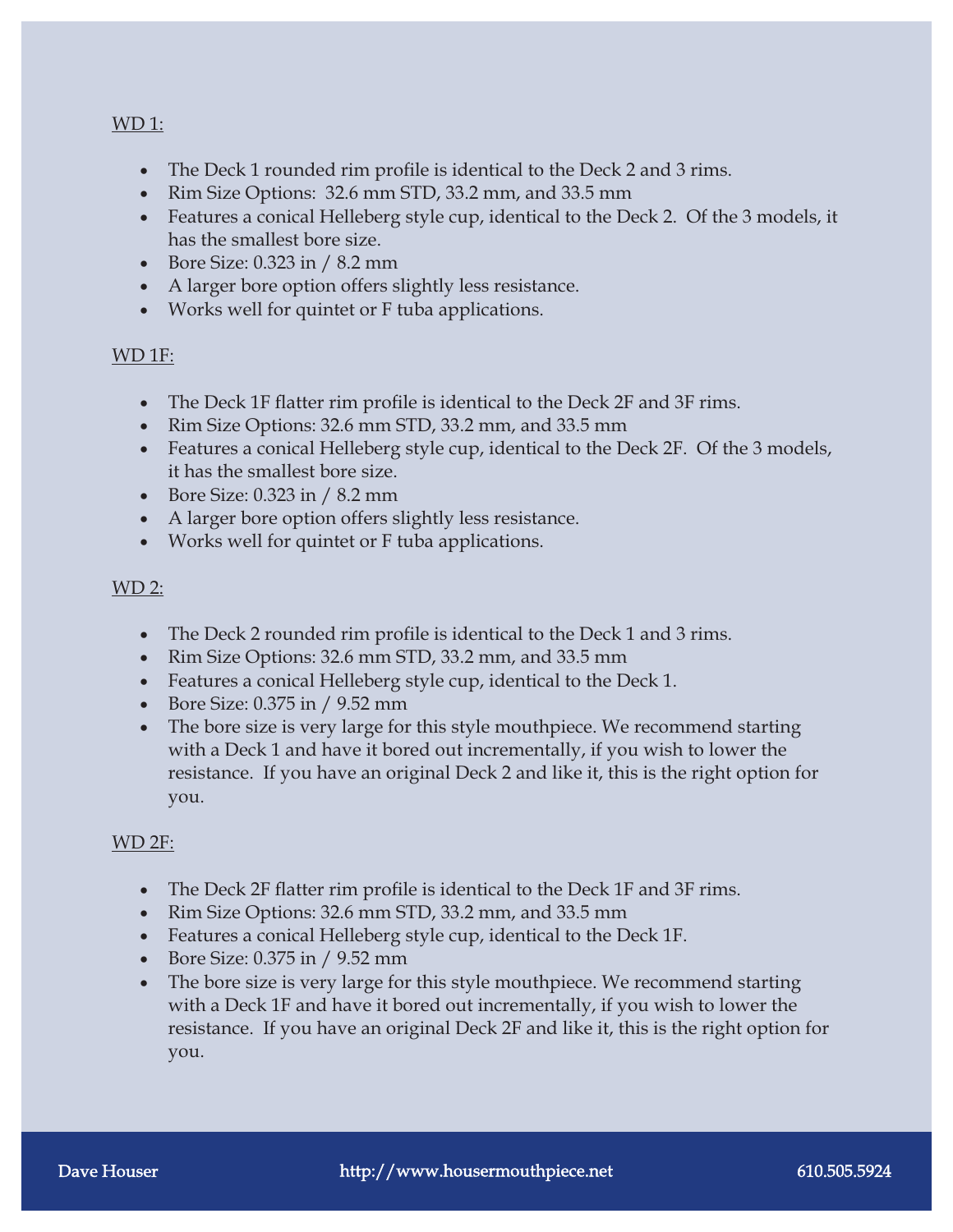WD 1:

- The Deck 1 rounded rim profile is identical to the Deck 2 and 3 rims.
- Rim Size Options: 32.6 mm STD, 33.2 mm, and 33.5 mm
- Features a conical Helleberg style cup, identical to the Deck 2. Of the 3 models, it has the smallest bore size.
- Bore Size: 0.323 in / 8.2 mm
- A larger bore option offers slightly less resistance.
- Works well for quintet or F tuba applications.

WD 1F:

- The Deck 1F flatter rim profile is identical to the Deck 2F and 3F rims.
- Rim Size Options: 32.6 mm STD, 33.2 mm, and 33.5 mm
- Features a conical Helleberg style cup, identical to the Deck 2F. Of the 3 models, it has the smallest bore size.
- Bore Size: 0.323 in / 8.2 mm
- A larger bore option offers slightly less resistance.
- Works well for quintet or F tuba applications.

WD 2:

- The Deck 2 rounded rim profile is identical to the Deck 1 and 3 rims.
- Rim Size Options: 32.6 mm STD, 33.2 mm, and 33.5 mm
- Features a conical Helleberg style cup, identical to the Deck 1.
- Bore Size: 0.375 in / 9.52 mm
- The bore size is very large for this style mouthpiece. We recommend starting with a Deck 1 and have it bored out incrementally, if you wish to lower the resistance. If you have an original Deck 2 and like it, this is the right option for you.

WD 2F:

- The Deck 2F flatter rim profile is identical to the Deck 1F and 3F rims.
- Rim Size Options: 32.6 mm STD, 33.2 mm, and 33.5 mm
- Features a conical Helleberg style cup, identical to the Deck 1F.
- Bore Size: 0.375 in / 9.52 mm
- The bore size is very large for this style mouthpiece. We recommend starting with a Deck 1F and have it bored out incrementally, if you wish to lower the resistance. If you have an original Deck 2F and like it, this is the right option for you.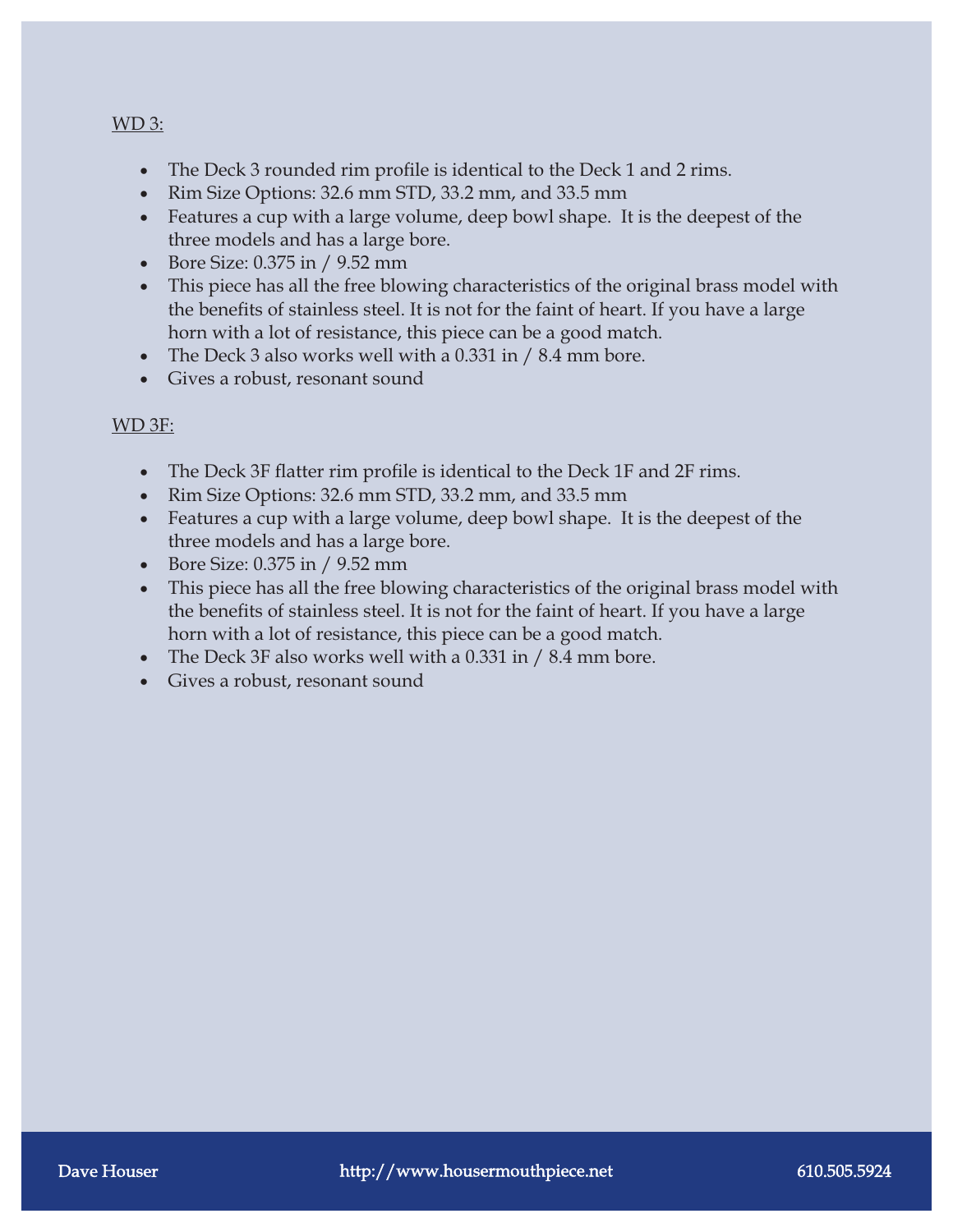WD 3:

- The Deck 3 rounded rim profile is identical to the Deck 1 and 2 rims.
- Rim Size Options: 32.6 mm STD, 33.2 mm, and 33.5 mm
- Features a cup with a large volume, deep bowl shape. It is the deepest of the three models and has a large bore.
- Bore Size: 0.375 in / 9.52 mm
- This piece has all the free blowing characteristics of the original brass model with the benefits of stainless steel. It is not for the faint of heart. If you have a large horn with a lot of resistance, this piece can be a good match.
- The Deck 3 also works well with a 0.331 in / 8.4 mm bore.
- Gives a robust, resonant sound

WD 3F:

- The Deck 3F flatter rim profile is identical to the Deck 1F and 2F rims.
- Rim Size Options: 32.6 mm STD, 33.2 mm, and 33.5 mm
- Features a cup with a large volume, deep bowl shape. It is the deepest of the three models and has a large bore.
- Bore Size: 0.375 in / 9.52 mm
- This piece has all the free blowing characteristics of the original brass model with the benefits of stainless steel. It is not for the faint of heart. If you have a large horn with a lot of resistance, this piece can be a good match.
- The Deck 3F also works well with a 0.331 in / 8.4 mm bore.
- Gives a robust, resonant sound